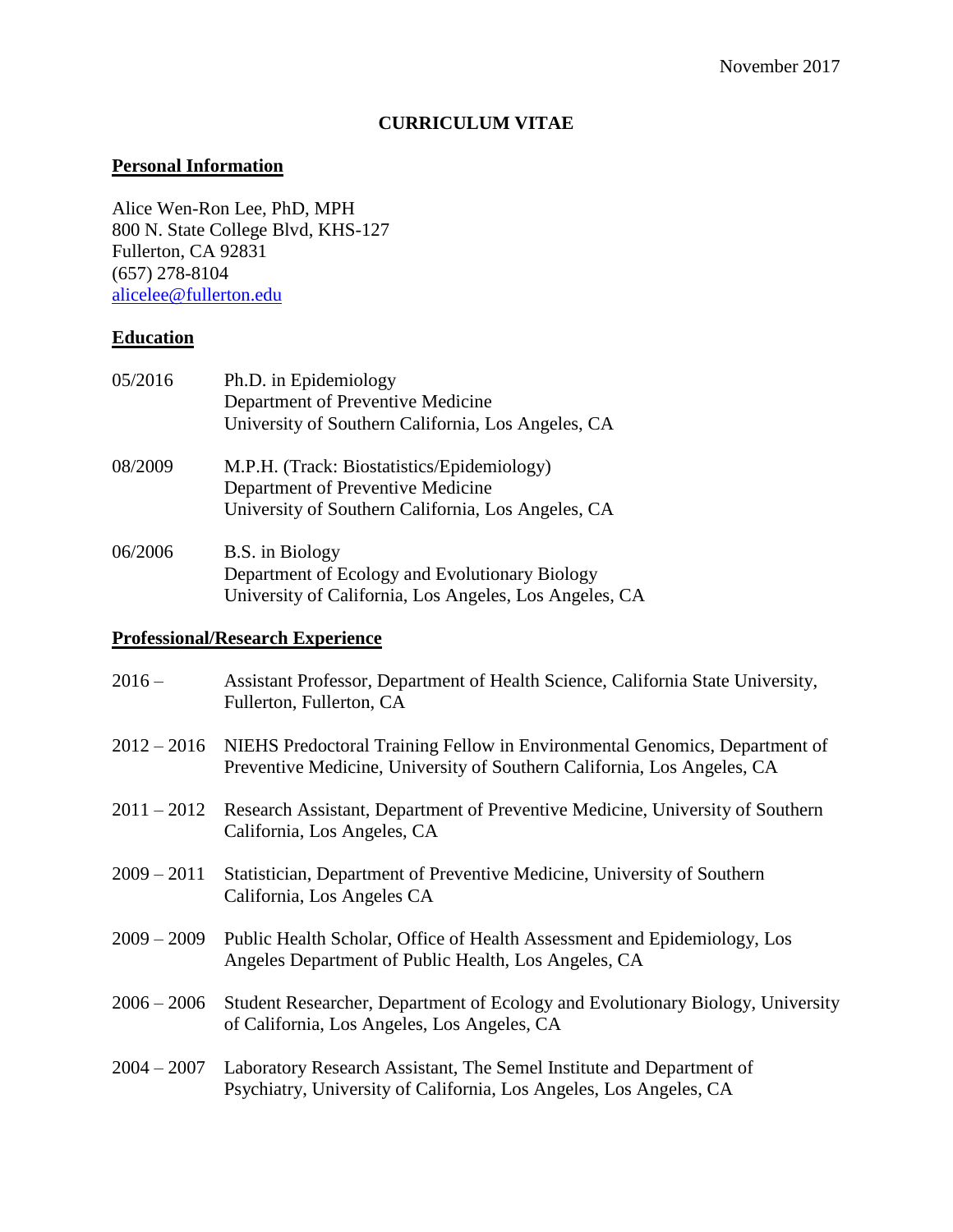November 2017

# CURRICULUM VITAE

## Personal Information

Alice Wen-Ron Lee, PhD, MPH
800 N. State College Blvd, KHS-127
Fullerton, CA 92831
(657) 278-8104
alicelee@fullerton.edu

## Education

| | |
|---|---|
| 05/2016 | Ph.D. in Epidemiology<br>Department of Preventive Medicine<br>University of Southern California, Los Angeles, CA |
| 08/2009 | M.P.H. (Track: Biostatistics/Epidemiology)<br>Department of Preventive Medicine<br>University of Southern California, Los Angeles, CA |
| 06/2006 | B.S. in Biology<br>Department of Ecology and Evolutionary Biology<br>University of California, Los Angeles, Los Angeles, CA |

## Professional/Research Experience

| | |
|---|---|
| 2016 – | Assistant Professor, Department of Health Science, California State University, Fullerton, Fullerton, CA |
| 2012 – 2016 | NIEHS Predoctoral Training Fellow in Environmental Genomics, Department of Preventive Medicine, University of Southern California, Los Angeles, CA |
| 2011 – 2012 | Research Assistant, Department of Preventive Medicine, University of Southern California, Los Angeles, CA |
| 2009 – 2011 | Statistician, Department of Preventive Medicine, University of Southern California, Los Angeles CA |
| 2009 – 2009 | Public Health Scholar, Office of Health Assessment and Epidemiology, Los Angeles Department of Public Health, Los Angeles, CA |
| 2006 – 2006 | Student Researcher, Department of Ecology and Evolutionary Biology, University of California, Los Angeles, Los Angeles, CA |
| 2004 – 2007 | Laboratory Research Assistant, The Semel Institute and Department of Psychiatry, University of California, Los Angeles, Los Angeles, CA |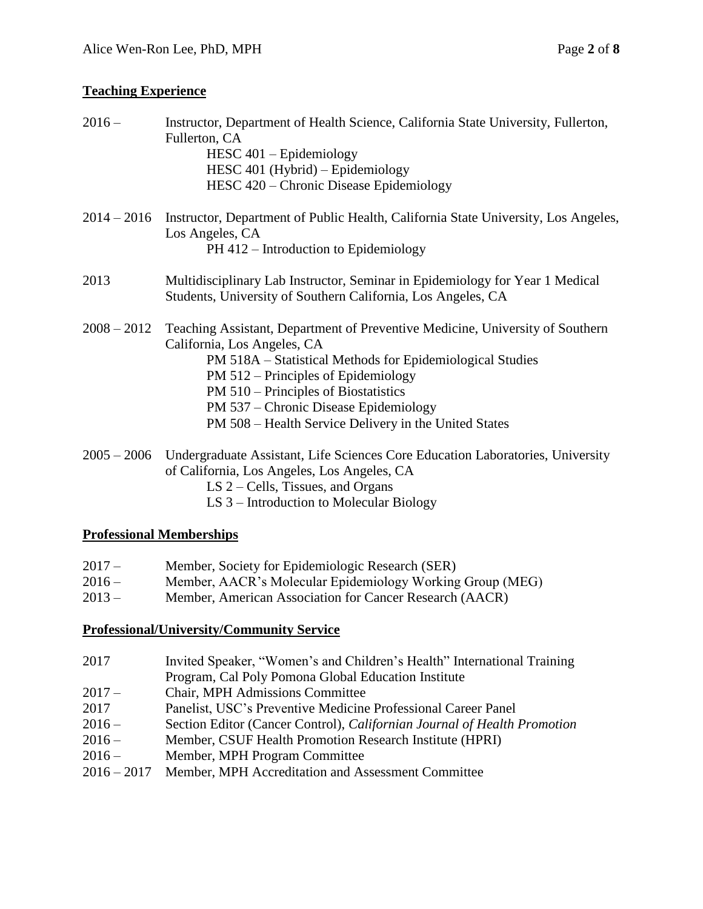## Teaching Experience

2016 – Instructor, Department of Health Science, California State University, Fullerton, Fullerton, CA

- HESC 401 – Epidemiology
- HESC 401 (Hybrid) – Epidemiology
- HESC 420 – Chronic Disease Epidemiology

2014 – 2016 Instructor, Department of Public Health, California State University, Los Angeles, Los Angeles, CA

- PH 412 – Introduction to Epidemiology

2013 Multidisciplinary Lab Instructor, Seminar in Epidemiology for Year 1 Medical Students, University of Southern California, Los Angeles, CA

2008 – 2012 Teaching Assistant, Department of Preventive Medicine, University of Southern California, Los Angeles, CA

- PM 518A – Statistical Methods for Epidemiological Studies
- PM 512 – Principles of Epidemiology
- PM 510 – Principles of Biostatistics
- PM 537 – Chronic Disease Epidemiology
- PM 508 – Health Service Delivery in the United States

2005 – 2006 Undergraduate Assistant, Life Sciences Core Education Laboratories, University of California, Los Angeles, Los Angeles, CA

- LS 2 – Cells, Tissues, and Organs
- LS 3 – Introduction to Molecular Biology

## Professional Memberships

2017 – Member, Society for Epidemiologic Research (SER)
2016 – Member, AACR's Molecular Epidemiology Working Group (MEG)
2013 – Member, American Association for Cancer Research (AACR)

## Professional/University/Community Service

2017 Invited Speaker, "Women's and Children's Health" International Training Program, Cal Poly Pomona Global Education Institute
2017 – Chair, MPH Admissions Committee
2017 Panelist, USC's Preventive Medicine Professional Career Panel
2016 – Section Editor (Cancer Control), *Californian Journal of Health Promotion*
2016 – Member, CSUF Health Promotion Research Institute (HPRI)
2016 – Member, MPH Program Committee
2016 – 2017 Member, MPH Accreditation and Assessment Committee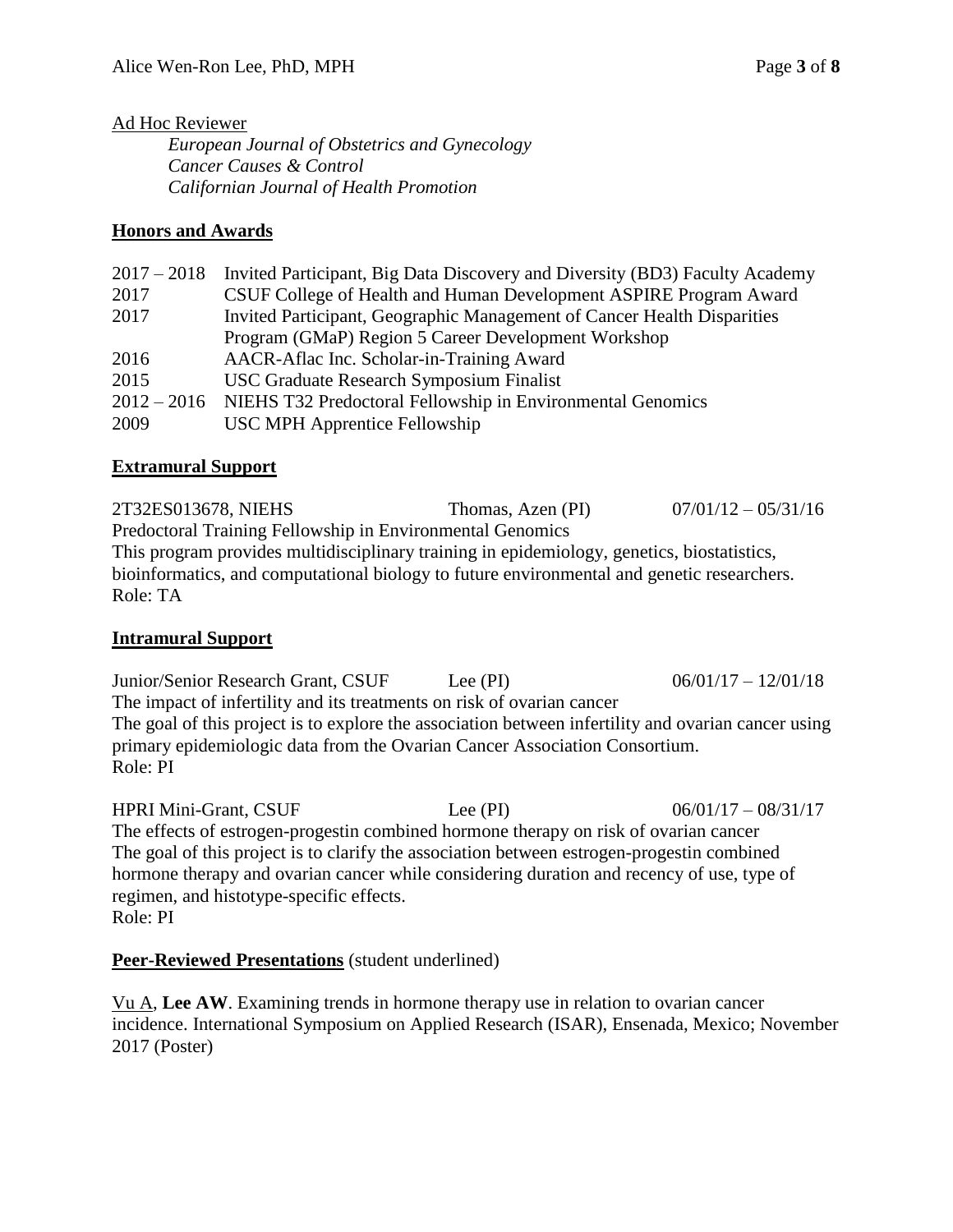Ad Hoc Reviewer

*European Journal of Obstetrics and Gynecology*
*Cancer Causes & Control*
*Californian Journal of Health Promotion*

## Honors and Awards

| | |
|---|---|
| 2017 – 2018 | Invited Participant, Big Data Discovery and Diversity (BD3) Faculty Academy |
| 2017 | CSUF College of Health and Human Development ASPIRE Program Award |
| 2017 | Invited Participant, Geographic Management of Cancer Health Disparities Program (GMaP) Region 5 Career Development Workshop |
| 2016 | AACR-Aflac Inc. Scholar-in-Training Award |
| 2015 | USC Graduate Research Symposium Finalist |
| 2012 – 2016 | NIEHS T32 Predoctoral Fellowship in Environmental Genomics |
| 2009 | USC MPH Apprentice Fellowship |

## Extramural Support

2T32ES013678, NIEHS — Thomas, Azen (PI) — 07/01/12 – 05/31/16
Predoctoral Training Fellowship in Environmental Genomics
This program provides multidisciplinary training in epidemiology, genetics, biostatistics, bioinformatics, and computational biology to future environmental and genetic researchers.
Role: TA

## Intramural Support

Junior/Senior Research Grant, CSUF — Lee (PI) — 06/01/17 – 12/01/18
The impact of infertility and its treatments on risk of ovarian cancer
The goal of this project is to explore the association between infertility and ovarian cancer using primary epidemiologic data from the Ovarian Cancer Association Consortium.
Role: PI

HPRI Mini-Grant, CSUF — Lee (PI) — 06/01/17 – 08/31/17
The effects of estrogen-progestin combined hormone therapy on risk of ovarian cancer
The goal of this project is to clarify the association between estrogen-progestin combined hormone therapy and ovarian cancer while considering duration and recency of use, type of regimen, and histotype-specific effects.
Role: PI

## Peer-Reviewed Presentations (student underlined)

<u>Vu A</u>, **Lee AW**. Examining trends in hormone therapy use in relation to ovarian cancer incidence. International Symposium on Applied Research (ISAR), Ensenada, Mexico; November 2017 (Poster)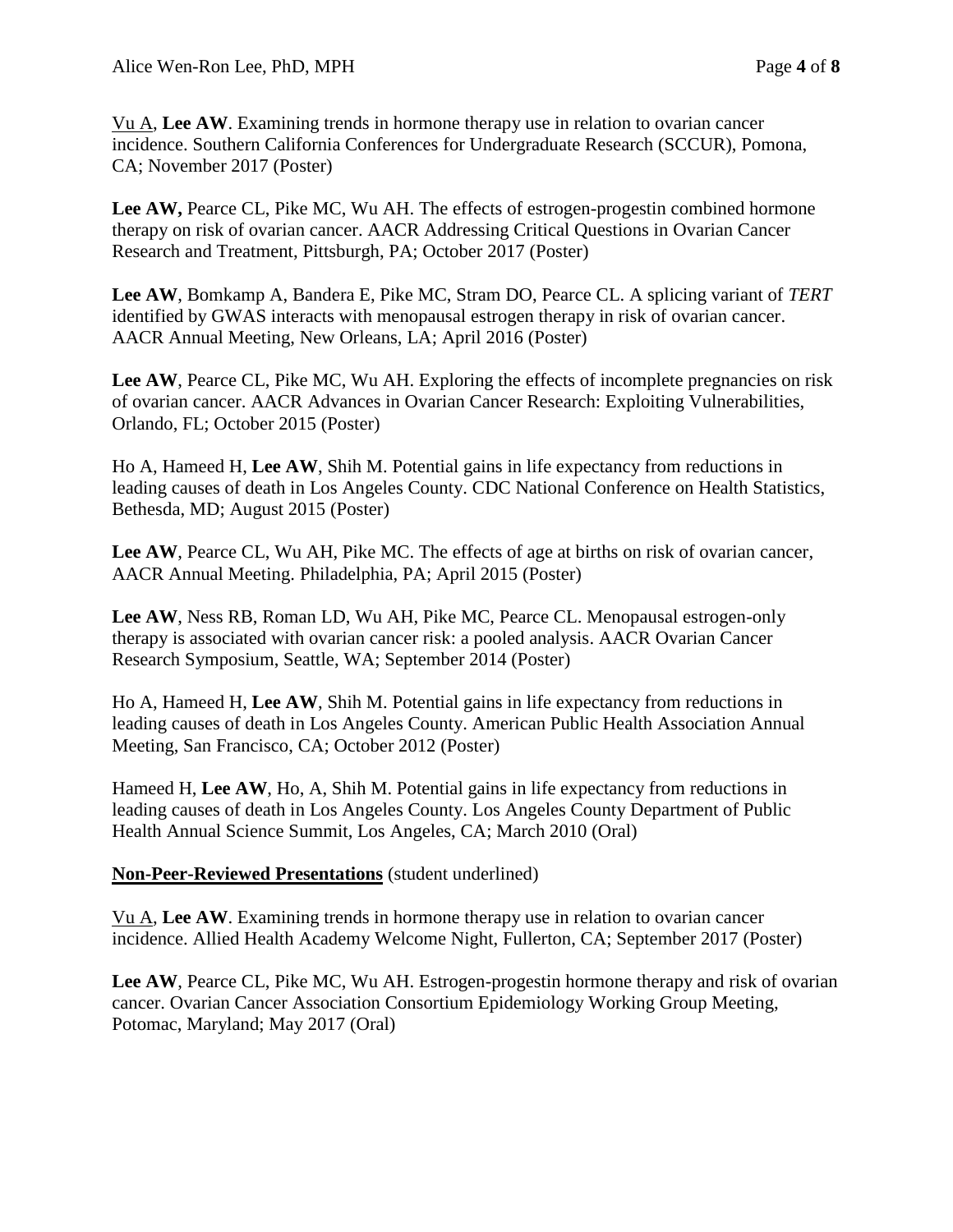<u>Vu A</u>, **Lee AW**. Examining trends in hormone therapy use in relation to ovarian cancer incidence. Southern California Conferences for Undergraduate Research (SCCUR), Pomona, CA; November 2017 (Poster)

**Lee AW,** Pearce CL, Pike MC, Wu AH. The effects of estrogen-progestin combined hormone therapy on risk of ovarian cancer. AACR Addressing Critical Questions in Ovarian Cancer Research and Treatment, Pittsburgh, PA; October 2017 (Poster)

**Lee AW**, Bomkamp A, Bandera E, Pike MC, Stram DO, Pearce CL. A splicing variant of *TERT* identified by GWAS interacts with menopausal estrogen therapy in risk of ovarian cancer. AACR Annual Meeting, New Orleans, LA; April 2016 (Poster)

**Lee AW**, Pearce CL, Pike MC, Wu AH. Exploring the effects of incomplete pregnancies on risk of ovarian cancer. AACR Advances in Ovarian Cancer Research: Exploiting Vulnerabilities, Orlando, FL; October 2015 (Poster)

Ho A, Hameed H, **Lee AW**, Shih M. Potential gains in life expectancy from reductions in leading causes of death in Los Angeles County. CDC National Conference on Health Statistics, Bethesda, MD; August 2015 (Poster)

**Lee AW**, Pearce CL, Wu AH, Pike MC. The effects of age at births on risk of ovarian cancer, AACR Annual Meeting. Philadelphia, PA; April 2015 (Poster)

**Lee AW**, Ness RB, Roman LD, Wu AH, Pike MC, Pearce CL. Menopausal estrogen-only therapy is associated with ovarian cancer risk: a pooled analysis. AACR Ovarian Cancer Research Symposium, Seattle, WA; September 2014 (Poster)

Ho A, Hameed H, **Lee AW**, Shih M. Potential gains in life expectancy from reductions in leading causes of death in Los Angeles County. American Public Health Association Annual Meeting, San Francisco, CA; October 2012 (Poster)

Hameed H, **Lee AW**, Ho, A, Shih M. Potential gains in life expectancy from reductions in leading causes of death in Los Angeles County. Los Angeles County Department of Public Health Annual Science Summit, Los Angeles, CA; March 2010 (Oral)

**<u>Non-Peer-Reviewed Presentations</u>** (student underlined)

<u>Vu A</u>, **Lee AW**. Examining trends in hormone therapy use in relation to ovarian cancer incidence. Allied Health Academy Welcome Night, Fullerton, CA; September 2017 (Poster)

**Lee AW**, Pearce CL, Pike MC, Wu AH. Estrogen-progestin hormone therapy and risk of ovarian cancer. Ovarian Cancer Association Consortium Epidemiology Working Group Meeting, Potomac, Maryland; May 2017 (Oral)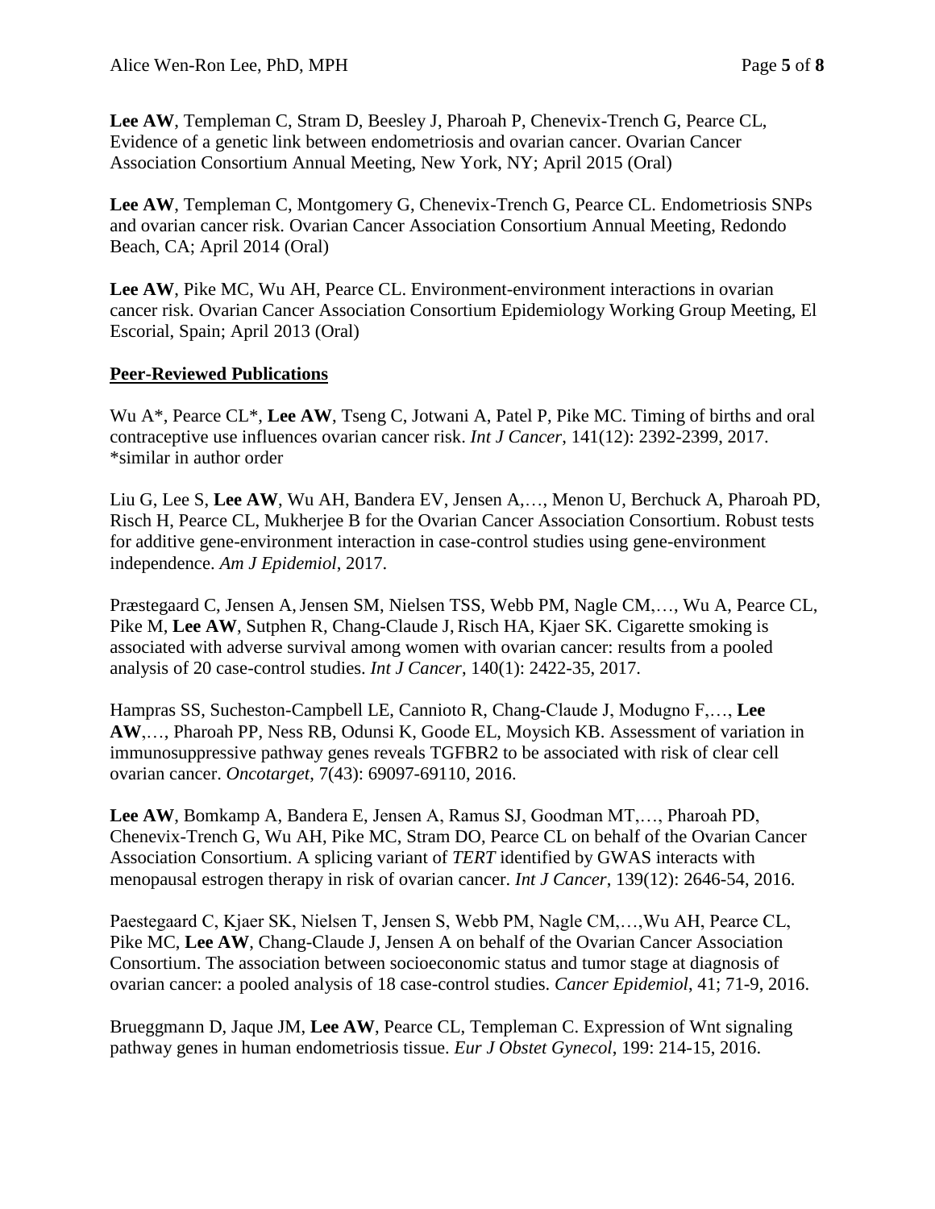**Lee AW**, Templeman C, Stram D, Beesley J, Pharoah P, Chenevix-Trench G, Pearce CL, Evidence of a genetic link between endometriosis and ovarian cancer. Ovarian Cancer Association Consortium Annual Meeting, New York, NY; April 2015 (Oral)

**Lee AW**, Templeman C, Montgomery G, Chenevix-Trench G, Pearce CL. Endometriosis SNPs and ovarian cancer risk. Ovarian Cancer Association Consortium Annual Meeting, Redondo Beach, CA; April 2014 (Oral)

**Lee AW**, Pike MC, Wu AH, Pearce CL. Environment-environment interactions in ovarian cancer risk. Ovarian Cancer Association Consortium Epidemiology Working Group Meeting, El Escorial, Spain; April 2013 (Oral)

## Peer-Reviewed Publications

Wu A*, Pearce CL*, **Lee AW**, Tseng C, Jotwani A, Patel P, Pike MC. Timing of births and oral contraceptive use influences ovarian cancer risk. *Int J Cancer*, 141(12): 2392-2399, 2017. *similar in author order

Liu G, Lee S, **Lee AW**, Wu AH, Bandera EV, Jensen A,…, Menon U, Berchuck A, Pharoah PD, Risch H, Pearce CL, Mukherjee B for the Ovarian Cancer Association Consortium. Robust tests for additive gene-environment interaction in case-control studies using gene-environment independence. *Am J Epidemiol*, 2017.

Præstegaard C, Jensen A, Jensen SM, Nielsen TSS, Webb PM, Nagle CM,…, Wu A, Pearce CL, Pike M, **Lee AW**, Sutphen R, Chang-Claude J, Risch HA, Kjaer SK. Cigarette smoking is associated with adverse survival among women with ovarian cancer: results from a pooled analysis of 20 case-control studies. *Int J Cancer*, 140(1): 2422-35, 2017.

Hampras SS, Sucheston-Campbell LE, Cannioto R, Chang-Claude J, Modugno F,…, **Lee AW**,…, Pharoah PP, Ness RB, Odunsi K, Goode EL, Moysich KB. Assessment of variation in immunosuppressive pathway genes reveals TGFBR2 to be associated with risk of clear cell ovarian cancer. *Oncotarget*, 7(43): 69097-69110, 2016.

**Lee AW**, Bomkamp A, Bandera E, Jensen A, Ramus SJ, Goodman MT,…, Pharoah PD, Chenevix-Trench G, Wu AH, Pike MC, Stram DO, Pearce CL on behalf of the Ovarian Cancer Association Consortium. A splicing variant of *TERT* identified by GWAS interacts with menopausal estrogen therapy in risk of ovarian cancer. *Int J Cancer*, 139(12): 2646-54, 2016.

Paestegaard C, Kjaer SK, Nielsen T, Jensen S, Webb PM, Nagle CM,…,Wu AH, Pearce CL, Pike MC, **Lee AW**, Chang-Claude J, Jensen A on behalf of the Ovarian Cancer Association Consortium. The association between socioeconomic status and tumor stage at diagnosis of ovarian cancer: a pooled analysis of 18 case-control studies. *Cancer Epidemiol*, 41; 71-9, 2016.

Brueggmann D, Jaque JM, **Lee AW**, Pearce CL, Templeman C. Expression of Wnt signaling pathway genes in human endometriosis tissue. *Eur J Obstet Gynecol*, 199: 214-15, 2016.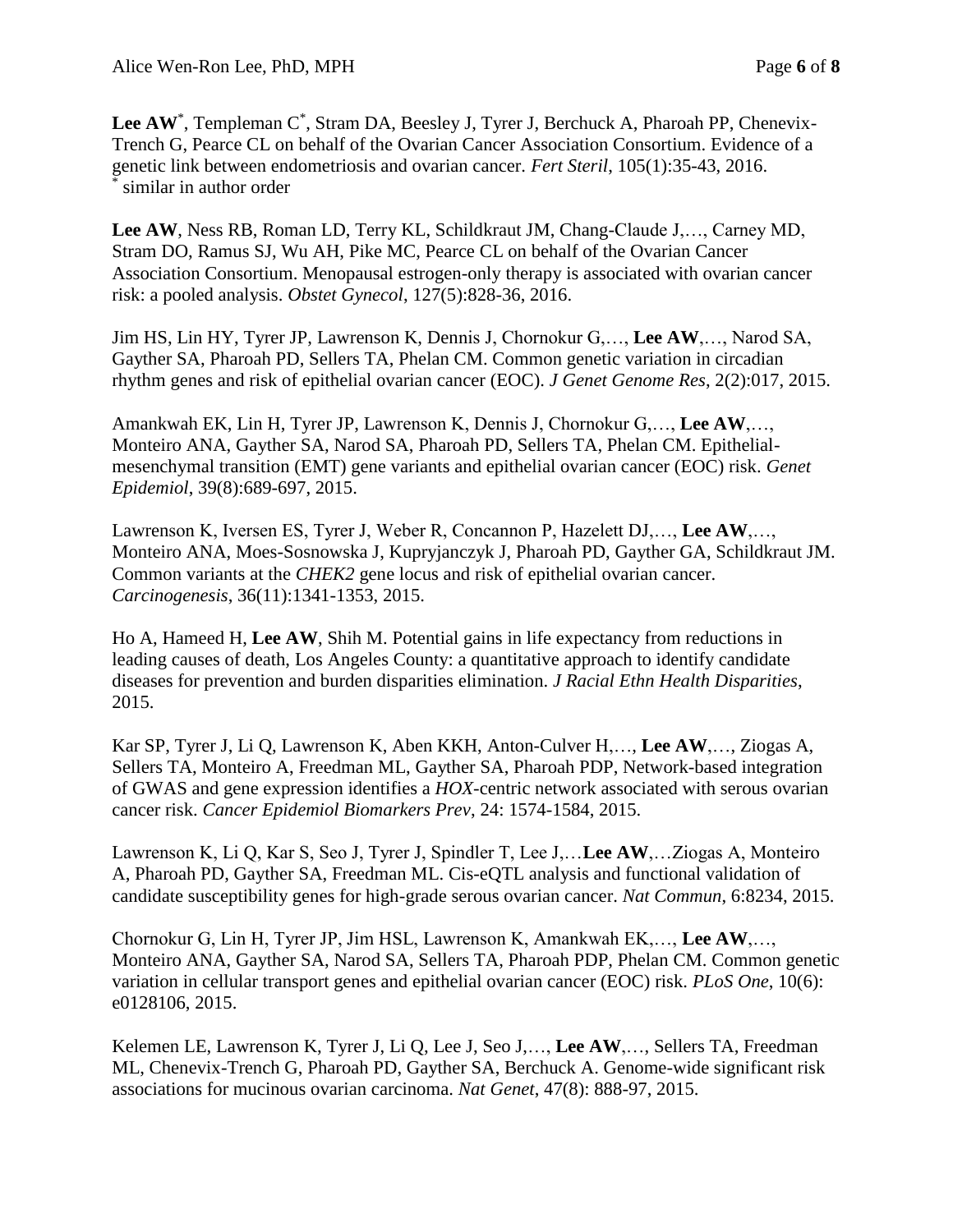**Lee AW**[*], Templeman C[*], Stram DA, Beesley J, Tyrer J, Berchuck A, Pharoah PP, Chenevix-Trench G, Pearce CL on behalf of the Ovarian Cancer Association Consortium. Evidence of a genetic link between endometriosis and ovarian cancer. *Fert Steril*, 105(1):35-43, 2016.
[*] similar in author order

**Lee AW**, Ness RB, Roman LD, Terry KL, Schildkraut JM, Chang-Claude J,…, Carney MD, Stram DO, Ramus SJ, Wu AH, Pike MC, Pearce CL on behalf of the Ovarian Cancer Association Consortium. Menopausal estrogen-only therapy is associated with ovarian cancer risk: a pooled analysis. *Obstet Gynecol*, 127(5):828-36, 2016.

Jim HS, Lin HY, Tyrer JP, Lawrenson K, Dennis J, Chornokur G,…, **Lee AW**,…, Narod SA, Gayther SA, Pharoah PD, Sellers TA, Phelan CM. Common genetic variation in circadian rhythm genes and risk of epithelial ovarian cancer (EOC). *J Genet Genome Res*, 2(2):017, 2015.

Amankwah EK, Lin H, Tyrer JP, Lawrenson K, Dennis J, Chornokur G,…, **Lee AW**,…, Monteiro ANA, Gayther SA, Narod SA, Pharoah PD, Sellers TA, Phelan CM. Epithelial-mesenchymal transition (EMT) gene variants and epithelial ovarian cancer (EOC) risk. *Genet Epidemiol*, 39(8):689-697, 2015.

Lawrenson K, Iversen ES, Tyrer J, Weber R, Concannon P, Hazelett DJ,…, **Lee AW**,…, Monteiro ANA, Moes-Sosnowska J, Kupryjanczyk J, Pharoah PD, Gayther GA, Schildkraut JM. Common variants at the *CHEK2* gene locus and risk of epithelial ovarian cancer. *Carcinogenesis*, 36(11):1341-1353, 2015.

Ho A, Hameed H, **Lee AW**, Shih M. Potential gains in life expectancy from reductions in leading causes of death, Los Angeles County: a quantitative approach to identify candidate diseases for prevention and burden disparities elimination. *J Racial Ethn Health Disparities*, 2015.

Kar SP, Tyrer J, Li Q, Lawrenson K, Aben KKH, Anton-Culver H,…, **Lee AW**,…, Ziogas A, Sellers TA, Monteiro A, Freedman ML, Gayther SA, Pharoah PDP, Network-based integration of GWAS and gene expression identifies a *HOX*-centric network associated with serous ovarian cancer risk. *Cancer Epidemiol Biomarkers Prev*, 24: 1574-1584, 2015.

Lawrenson K, Li Q, Kar S, Seo J, Tyrer J, Spindler T, Lee J,…**Lee AW**,…Ziogas A, Monteiro A, Pharoah PD, Gayther SA, Freedman ML. Cis-eQTL analysis and functional validation of candidate susceptibility genes for high-grade serous ovarian cancer. *Nat Commun*, 6:8234, 2015.

Chornokur G, Lin H, Tyrer JP, Jim HSL, Lawrenson K, Amankwah EK,…, **Lee AW**,…, Monteiro ANA, Gayther SA, Narod SA, Sellers TA, Pharoah PDP, Phelan CM. Common genetic variation in cellular transport genes and epithelial ovarian cancer (EOC) risk. *PLoS One*, 10(6): e0128106, 2015.

Kelemen LE, Lawrenson K, Tyrer J, Li Q, Lee J, Seo J,…, **Lee AW**,…, Sellers TA, Freedman ML, Chenevix-Trench G, Pharoah PD, Gayther SA, Berchuck A. Genome-wide significant risk associations for mucinous ovarian carcinoma. *Nat Genet*, 47(8): 888-97, 2015.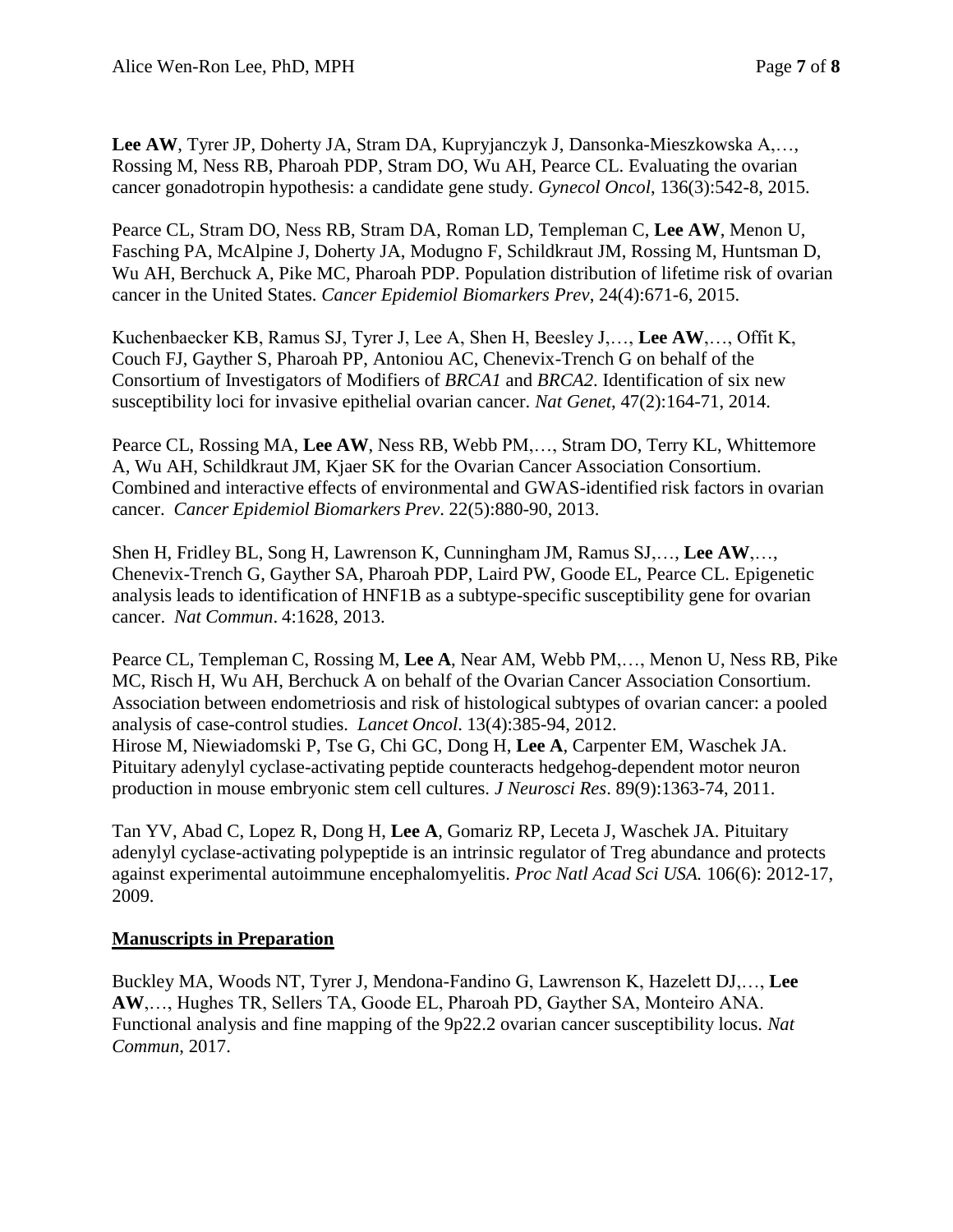**Lee AW**, Tyrer JP, Doherty JA, Stram DA, Kupryjanczyk J, Dansonka-Mieszkowska A,…, Rossing M, Ness RB, Pharoah PDP, Stram DO, Wu AH, Pearce CL. Evaluating the ovarian cancer gonadotropin hypothesis: a candidate gene study. *Gynecol Oncol*, 136(3):542-8, 2015.

Pearce CL, Stram DO, Ness RB, Stram DA, Roman LD, Templeman C, **Lee AW**, Menon U, Fasching PA, McAlpine J, Doherty JA, Modugno F, Schildkraut JM, Rossing M, Huntsman D, Wu AH, Berchuck A, Pike MC, Pharoah PDP. Population distribution of lifetime risk of ovarian cancer in the United States. *Cancer Epidemiol Biomarkers Prev*, 24(4):671-6, 2015.

Kuchenbaecker KB, Ramus SJ, Tyrer J, Lee A, Shen H, Beesley J,…, **Lee AW**,…, Offit K, Couch FJ, Gayther S, Pharoah PP, Antoniou AC, Chenevix-Trench G on behalf of the Consortium of Investigators of Modifiers of *BRCA1* and *BRCA2*. Identification of six new susceptibility loci for invasive epithelial ovarian cancer. *Nat Genet*, 47(2):164-71, 2014.

Pearce CL, Rossing MA, **Lee AW**, Ness RB, Webb PM,…, Stram DO, Terry KL, Whittemore A, Wu AH, Schildkraut JM, Kjaer SK for the Ovarian Cancer Association Consortium. Combined and interactive effects of environmental and GWAS-identified risk factors in ovarian cancer. *Cancer Epidemiol Biomarkers Prev*. 22(5):880-90, 2013.

Shen H, Fridley BL, Song H, Lawrenson K, Cunningham JM, Ramus SJ,…, **Lee AW**,…, Chenevix-Trench G, Gayther SA, Pharoah PDP, Laird PW, Goode EL, Pearce CL. Epigenetic analysis leads to identification of HNF1B as a subtype-specific susceptibility gene for ovarian cancer. *Nat Commun*. 4:1628, 2013.

Pearce CL, Templeman C, Rossing M, **Lee A**, Near AM, Webb PM,…, Menon U, Ness RB, Pike MC, Risch H, Wu AH, Berchuck A on behalf of the Ovarian Cancer Association Consortium. Association between endometriosis and risk of histological subtypes of ovarian cancer: a pooled analysis of case-control studies. *Lancet Oncol*. 13(4):385-94, 2012.

Hirose M, Niewiadomski P, Tse G, Chi GC, Dong H, **Lee A**, Carpenter EM, Waschek JA. Pituitary adenylyl cyclase-activating peptide counteracts hedgehog-dependent motor neuron production in mouse embryonic stem cell cultures. *J Neurosci Res*. 89(9):1363-74, 2011.

Tan YV, Abad C, Lopez R, Dong H, **Lee A**, Gomariz RP, Leceta J, Waschek JA. Pituitary adenylyl cyclase-activating polypeptide is an intrinsic regulator of Treg abundance and protects against experimental autoimmune encephalomyelitis. *Proc Natl Acad Sci USA.* 106(6): 2012-17, 2009.

**Manuscripts in Preparation**

Buckley MA, Woods NT, Tyrer J, Mendona-Fandino G, Lawrenson K, Hazelett DJ,…, **Lee AW**,…, Hughes TR, Sellers TA, Goode EL, Pharoah PD, Gayther SA, Monteiro ANA. Functional analysis and fine mapping of the 9p22.2 ovarian cancer susceptibility locus. *Nat Commun*, 2017.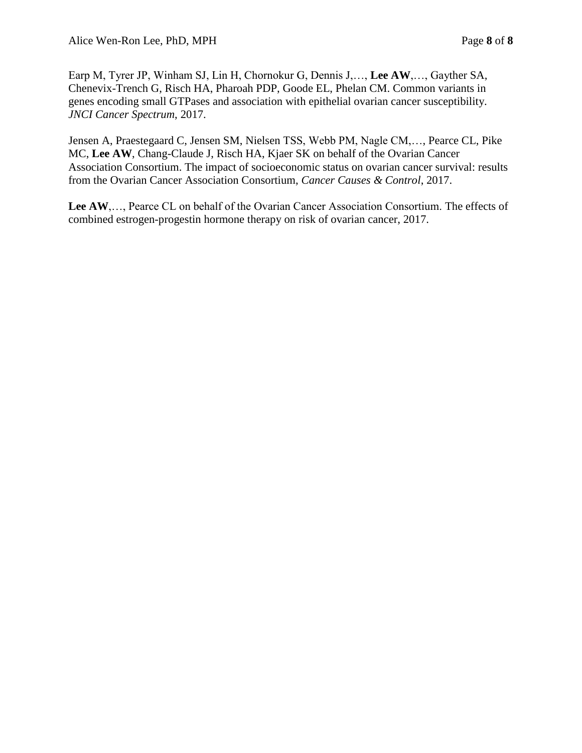Earp M, Tyrer JP, Winham SJ, Lin H, Chornokur G, Dennis J,…, **Lee AW**,…, Gayther SA, Chenevix-Trench G, Risch HA, Pharoah PDP, Goode EL, Phelan CM. Common variants in genes encoding small GTPases and association with epithelial ovarian cancer susceptibility. *JNCI Cancer Spectrum*, 2017.

Jensen A, Praestegaard C, Jensen SM, Nielsen TSS, Webb PM, Nagle CM,…, Pearce CL, Pike MC, **Lee AW**, Chang-Claude J, Risch HA, Kjaer SK on behalf of the Ovarian Cancer Association Consortium. The impact of socioeconomic status on ovarian cancer survival: results from the Ovarian Cancer Association Consortium, *Cancer Causes & Control*, 2017.

**Lee AW**,…, Pearce CL on behalf of the Ovarian Cancer Association Consortium. The effects of combined estrogen-progestin hormone therapy on risk of ovarian cancer, 2017.